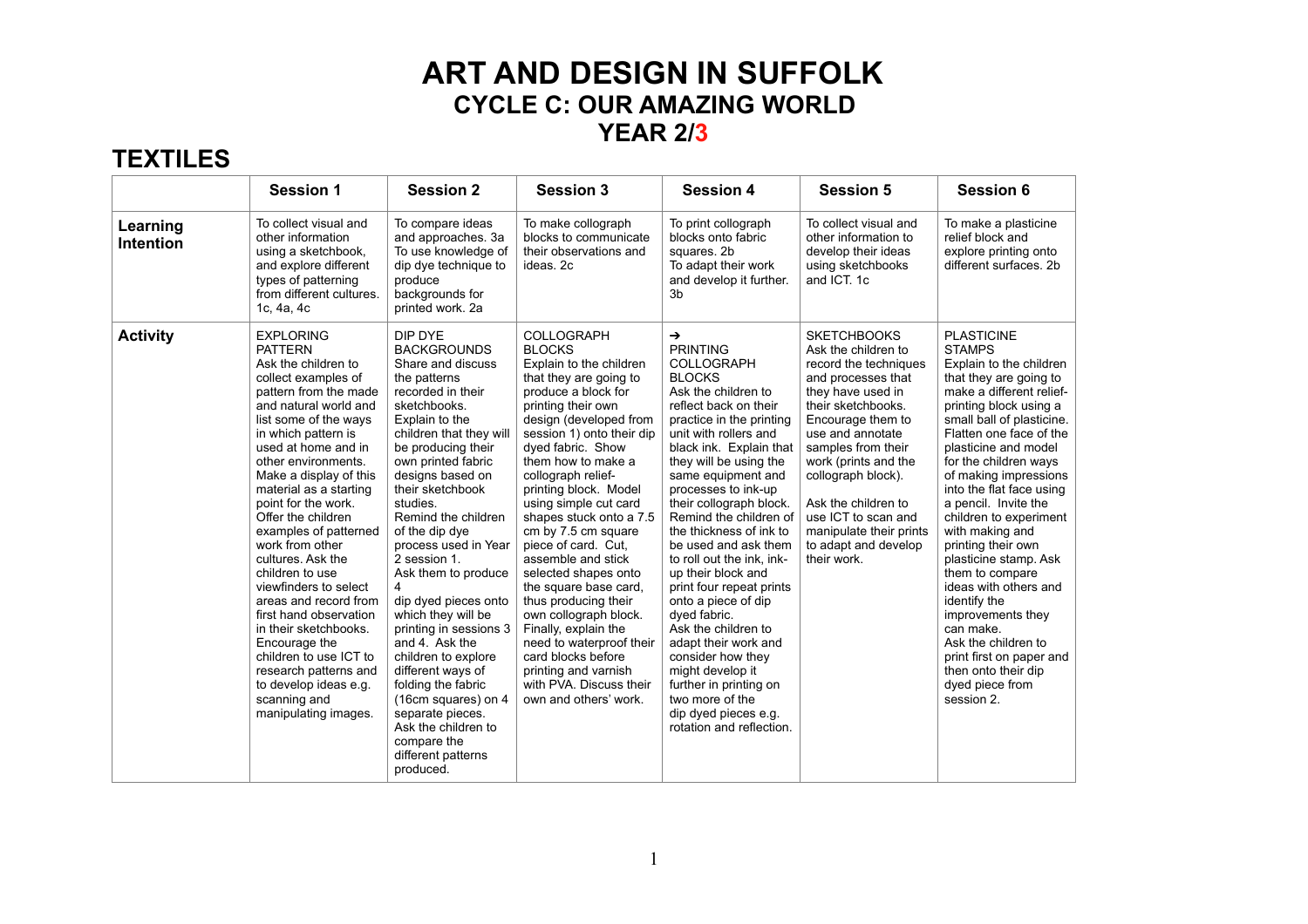# ART AND DESIGN IN SUFFOLK
## CYCLE C: OUR AMAZING WORLD
## YEAR 2/3

## TEXTILES

| | Session 1 | Session 2 | Session 3 | Session 4 | Session 5 | Session 6 |
|---|---|---|---|---|---|---|
| **Learning Intention** | To collect visual and other information using a sketchbook, and explore different types of patterning from different cultures. 1c, 4a, 4c | To compare ideas and approaches. 3a To use knowledge of dip dye technique to produce backgrounds for printed work. 2a | To make collograph blocks to communicate their observations and ideas. 2c | To print collograph blocks onto fabric squares. 2b To adapt their work and develop it further. 3b | To collect visual and other information to develop their ideas using sketchbooks and ICT. 1c | To make a plasticine relief block and explore printing onto different surfaces. 2b |
| **Activity** | EXPLORING PATTERN Ask the children to collect examples of pattern from the made and natural world and list some of the ways in which pattern is used at home and in other environments. Make a display of this material as a starting point for the work. Offer the children examples of patterned work from other cultures. Ask the children to use viewfinders to select areas and record from first hand observation in their sketchbooks. Encourage the children to use ICT to research patterns and to develop ideas e.g. scanning and manipulating images. | DIP DYE BACKGROUNDS Share and discuss the patterns recorded in their sketchbooks. Explain to the children that they will be producing their own printed fabric designs based on their sketchbook studies. Remind the children of the dip dye process used in Year 2 session 1. Ask them to produce 4 dip dyed pieces onto which they will be printing in sessions 3 and 4. Ask the children to explore different ways of folding the fabric (16cm squares) on 4 separate pieces. Ask the children to compare the different patterns produced. | COLLOGRAPH BLOCKS Explain to the children that they are going to produce a block for printing their own design (developed from session 1) onto their dip dyed fabric. Show them how to make a collograph relief-printing block. Model using simple cut card shapes stuck onto a 7.5 cm by 7.5 cm square piece of card. Cut, assemble and stick selected shapes onto the square base card, thus producing their own collograph block. Finally, explain the need to waterproof their card blocks before printing and varnish with PVA. Discuss their own and others' work. | ➔ PRINTING COLLOGRAPH BLOCKS Ask the children to reflect back on their practice in the printing unit with rollers and black ink. Explain that they will be using the same equipment and processes to ink-up their collograph block. Remind the children of the thickness of ink to be used and ask them to roll out the ink, ink-up their block and print four repeat prints onto a piece of dip dyed fabric. Ask the children to adapt their work and consider how they might develop it further in printing on two more of the dip dyed pieces e.g. rotation and reflection. | SKETCHBOOKS Ask the children to record the techniques and processes that they have used in their sketchbooks. Encourage them to use and annotate samples from their work (prints and the collograph block). Ask the children to use ICT to scan and manipulate their prints to adapt and develop their work. | PLASTICINE STAMPS Explain to the children that they are going to make a different relief-printing block using a small ball of plasticine. Flatten one face of the plasticine and model for the children ways of making impressions into the flat face using a pencil. Invite the children to experiment with making and printing their own plasticine stamp. Ask them to compare ideas with others and identify the improvements they can make. Ask the children to print first on paper and then onto their dip dyed piece from session 2. |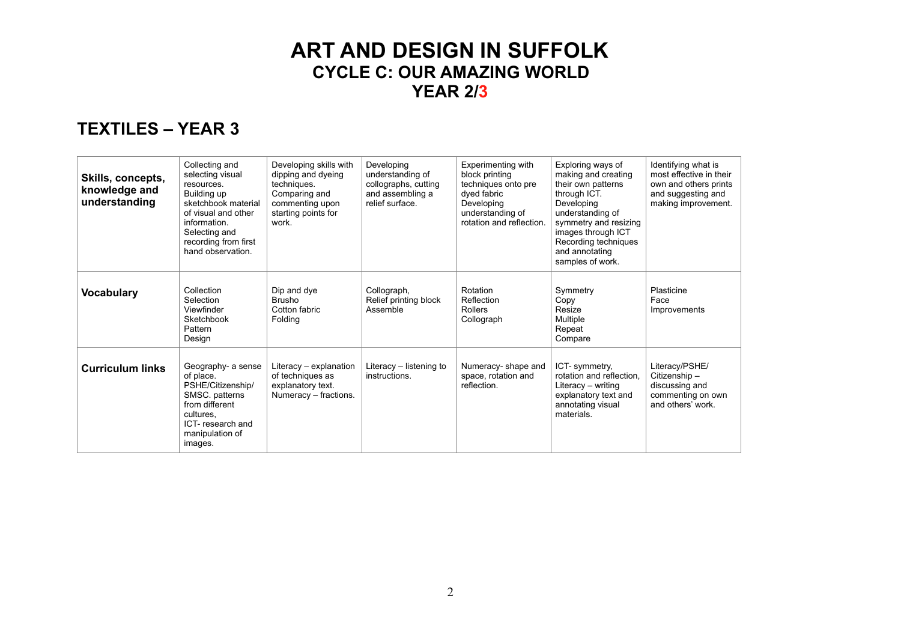# ART AND DESIGN IN SUFFOLK
## CYCLE C: OUR AMAZING WORLD
## YEAR 2/3

## TEXTILES – YEAR 3

| | | | | | | |
|---|---|---|---|---|---|---|
| **Skills, concepts, knowledge and understanding** | Collecting and selecting visual resources. Building up sketchbook material of visual and other information. Selecting and recording from first hand observation. | Developing skills with dipping and dyeing techniques. Comparing and commenting upon starting points for work. | Developing understanding of collographs, cutting and assembling a relief surface. | Experimenting with block printing techniques onto pre dyed fabric Developing understanding of rotation and reflection. | Exploring ways of making and creating their own patterns through ICT. Developing understanding of symmetry and resizing images through ICT Recording techniques and annotating samples of work. | Identifying what is most effective in their own and others prints and suggesting and making improvement. |
| **Vocabulary** | Collection<br>Selection<br>Viewfinder<br>Sketchbook<br>Pattern<br>Design | Dip and dye<br>Brusho<br>Cotton fabric<br>Folding | Collograph,<br>Relief printing block<br>Assemble | Rotation<br>Reflection<br>Rollers<br>Collograph | Symmetry<br>Copy<br>Resize<br>Multiple<br>Repeat<br>Compare | Plasticine<br>Face<br>Improvements |
| **Curriculum links** | Geography- a sense of place. PSHE/Citizenship/ SMSC. patterns from different cultures, ICT- research and manipulation of images. | Literacy – explanation of techniques as explanatory text. Numeracy – fractions. | Literacy – listening to instructions. | Numeracy- shape and space, rotation and reflection. | ICT- symmetry, rotation and reflection, Literacy – writing explanatory text and annotating visual materials. | Literacy/PSHE/ Citizenship – discussing and commenting on own and others' work. |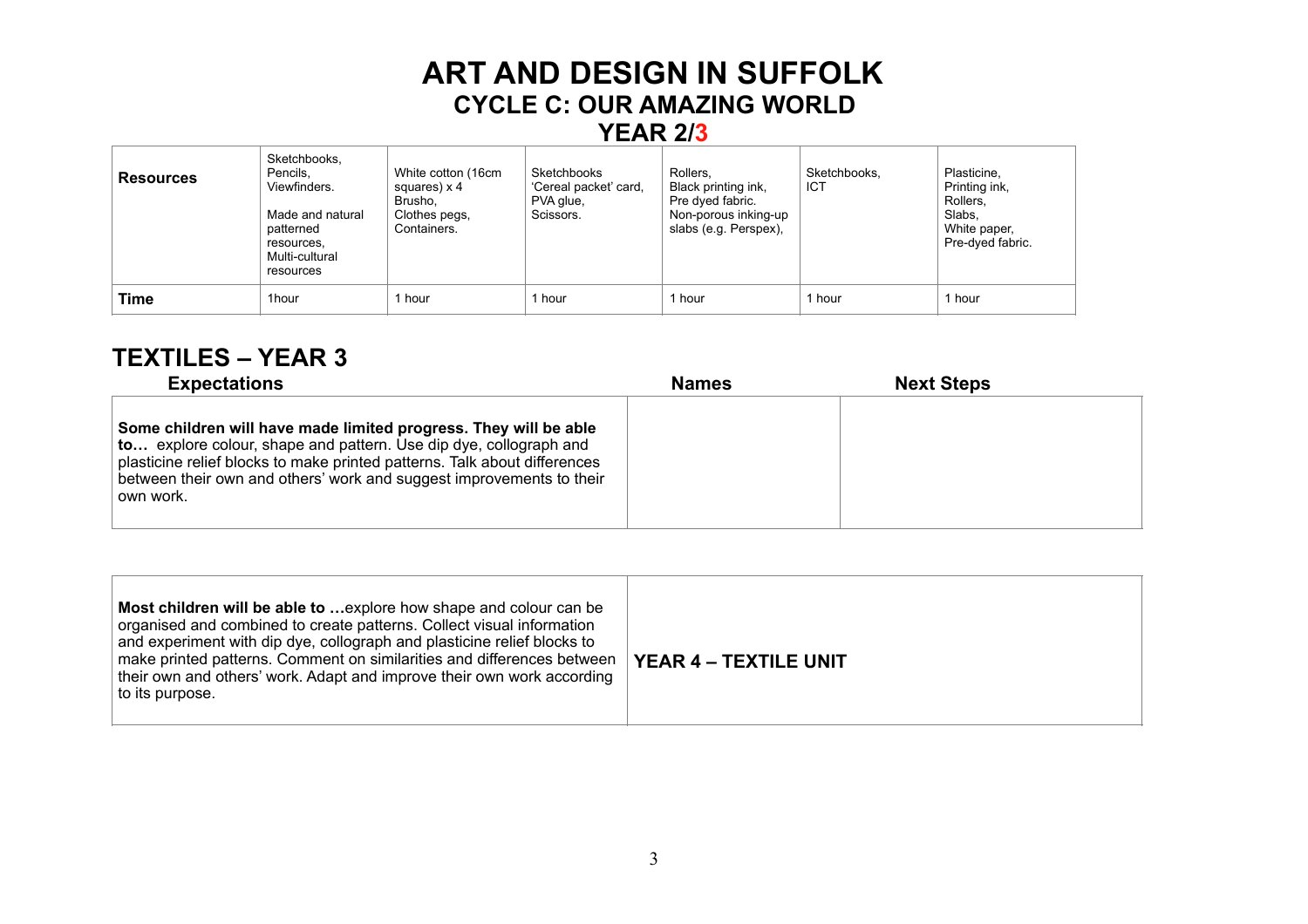# ART AND DESIGN IN SUFFOLK

## CYCLE C: OUR AMAZING WORLD

## YEAR 2/3

| | | | | | | |
|---|---|---|---|---|---|---|
| **Resources** | Sketchbooks, Pencils, Viewfinders.<br><br>Made and natural patterned resources, Multi-cultural resources | White cotton (16cm squares) x 4 Brusho, Clothes pegs, Containers. | Sketchbooks 'Cereal packet' card, PVA glue, Scissors. | Rollers, Black printing ink, Pre dyed fabric. Non-porous inking-up slabs (e.g. Perspex), | Sketchbooks, ICT | Plasticine, Printing ink, Rollers, Slabs, White paper, Pre-dyed fabric. |
| **Time** | 1hour | 1 hour | 1 hour | 1 hour | 1 hour | 1 hour |

## TEXTILES – YEAR 3

| Expectations | Names | Next Steps |
|---|---|---|
| **Some children will have made limited progress. They will be able to…** explore colour, shape and pattern. Use dip dye, collograph and plasticine relief blocks to make printed patterns. Talk about differences between their own and others' work and suggest improvements to their own work. | | |

| | |
|---|---|
| **Most children will be able to …**explore how shape and colour can be organised and combined to create patterns. Collect visual information and experiment with dip dye, collograph and plasticine relief blocks to make printed patterns. Comment on similarities and differences between their own and others' work. Adapt and improve their own work according to its purpose. | **YEAR 4 – TEXTILE UNIT** |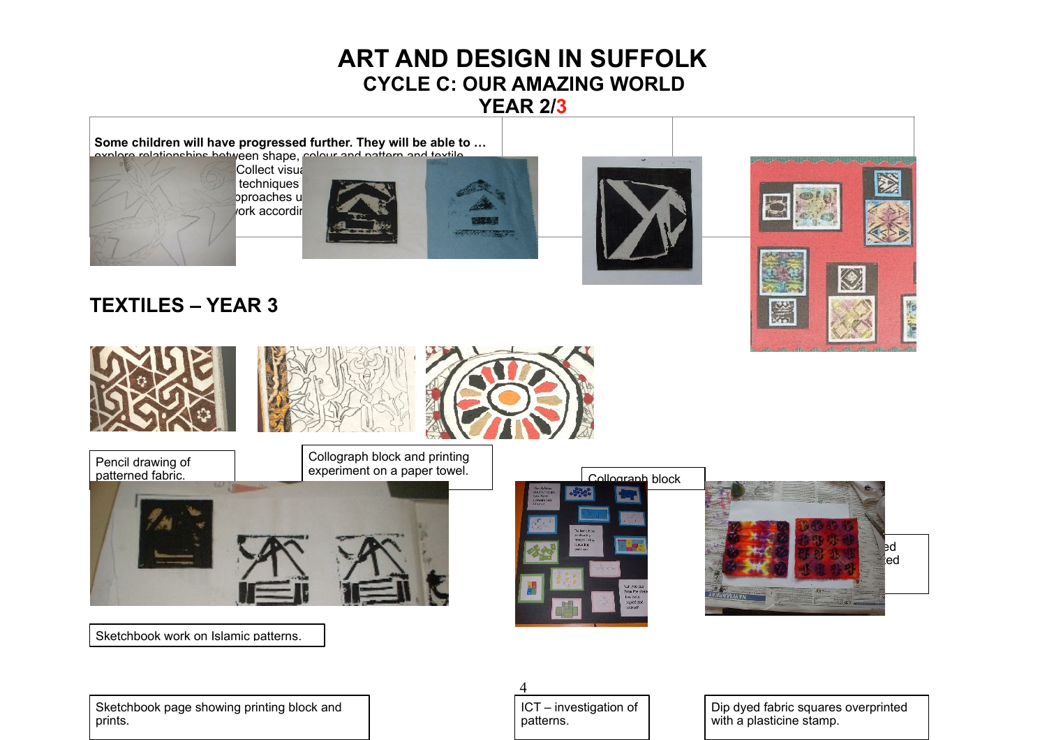# ART AND DESIGN IN SUFFOLK
## CYCLE C: OUR AMAZING WORLD
## YEAR 2/3

**Some children will have progressed further. They will be able to …**
explore relationships between shape, colour and pattern and textile … Collect visua… techniques … pproaches u… ork accordi…

## TEXTILES – YEAR 3

Pencil drawing of patterned fabric.

Collograph block and printing experiment on a paper towel.

Collograph block

…ed …ted

Sketchbook work on Islamic patterns.

Sketchbook page showing printing block and prints.

ICT – investigation of patterns.

Dip dyed fabric squares overprinted with a plasticine stamp.